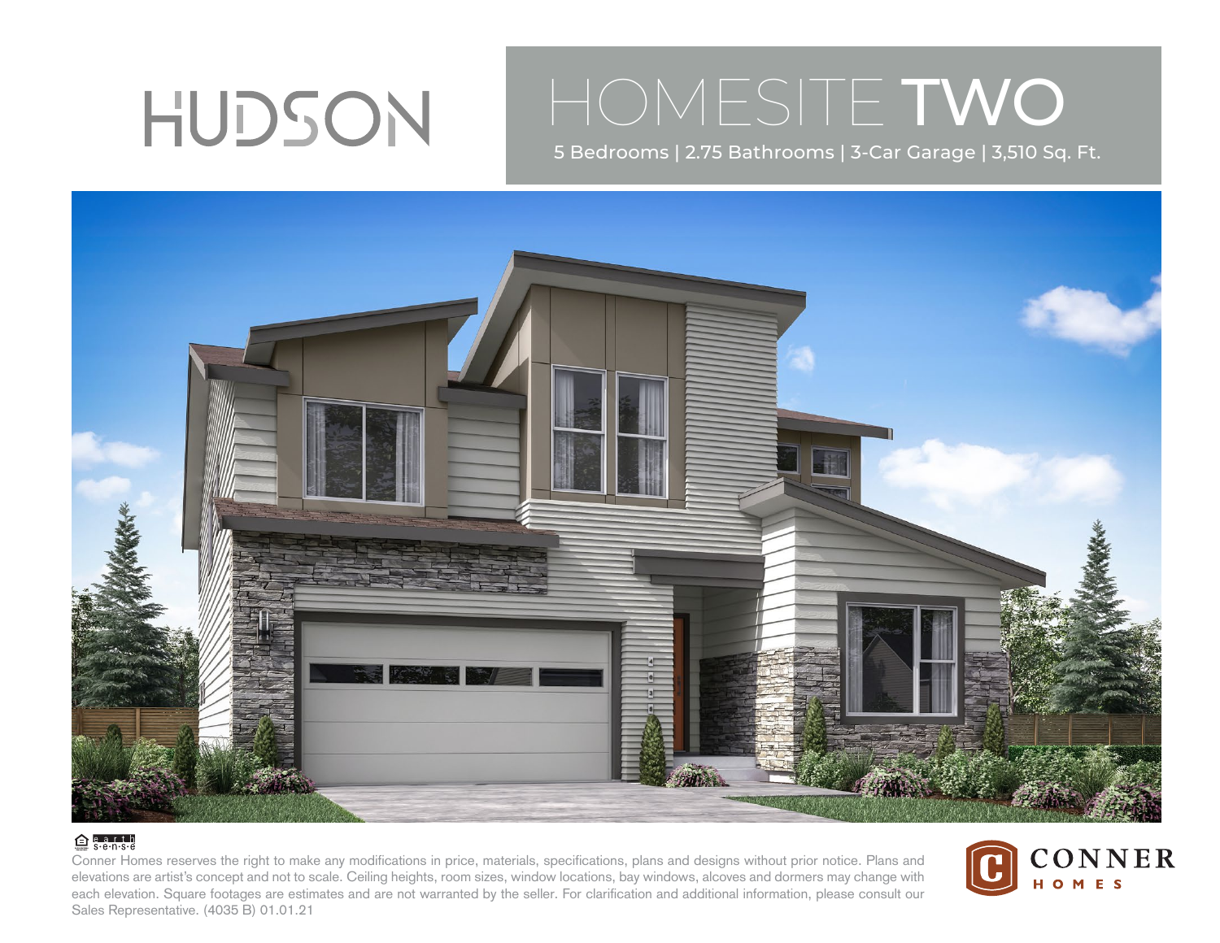# HUDSON

## HOMESITE TWO

5 Bedrooms | 2.75 Bathrooms | 3-Car Garage | 3,510 Sq. Ft.

Conner Homes reserves the right to make any modifications in price, materials, specifications, plans and designs without prior notice. Plans and elevations are artist's concept and not to scale. Ceiling heights, room sizes, window locations, bay windows, alcoves and dormers may change with each elevation. Square footages are estimates and are not warranted by the seller. For clarification and additional information, please consult our Sales Representative. (4035 B) 01.01.21

CONNER HOMES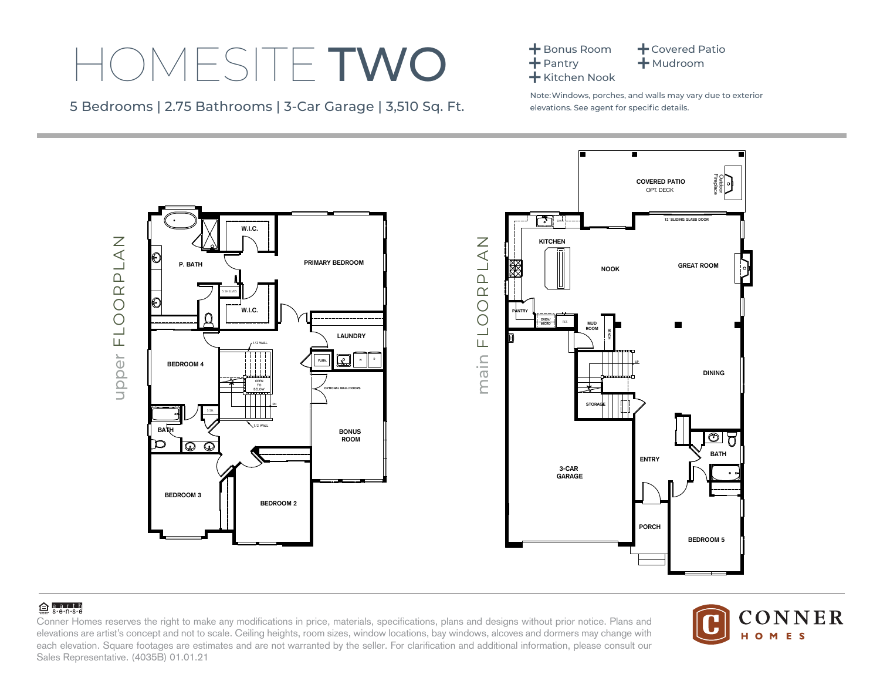# HOMESITE TWO

5 Bedrooms | 2.75 Bathrooms | 3-Car Garage | 3,510 Sq. Ft.

+ Bonus Room
+ Pantry
+ Kitchen Nook
+ Covered Patio
+ Mudroom

Note: Windows, porches, and walls may vary due to exterior elevations. See agent for specific details.

## upper FLOORPLAN

W.I.C.
P. BATH
PRIMARY BEDROOM
5 SHELVES
W.I.C.
LAUNDRY
FURN.
W
D
1/2 WALL
BEDROOM 4
OPEN TO BELOW
DN
OPTIONAL WALL/DOORS
5 SH
1/2 WALL
BATH
BONUS ROOM
BEDROOM 3
BEDROOM 2

## main FLOORPLAN

COVERED PATIO
OPT. DECK
Outdoor Fireplace
12' SLIDING GLASS DOOR
KITCHEN
NOOK
GREAT ROOM
PANTRY
OVEN/ MICRO
REF
MUD ROOM
BENCH
UP
DINING
STORAGE
BATH
3-CAR GARAGE
ENTRY
PORCH
BEDROOM 5

Conner Homes reserves the right to make any modifications in price, materials, specifications, plans and designs without prior notice. Plans and elevations are artist's concept and not to scale. Ceiling heights, room sizes, window locations, bay windows, alcoves and dormers may change with each elevation. Square footages are estimates and are not warranted by the seller. For clarification and additional information, please consult our Sales Representative. (4035B) 01.01.21

CONNER HOMES